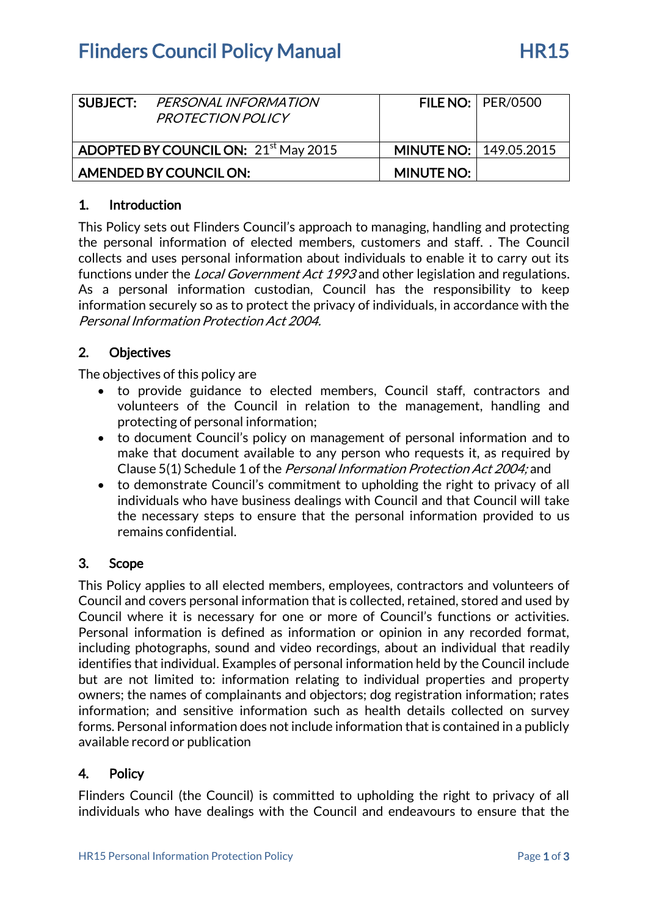# Flinders Council Policy Manual HR15

| SUBJECT: *PERSONAL INFORMATION PROTECTION POLICY* | FILE NO: | PER/0500 |
|---|---|---|
| ADOPTED BY COUNCIL ON: 21st May 2015 | MINUTE NO: | 149.05.2015 |
| AMENDED BY COUNCIL ON: | MINUTE NO: | |

## 1. Introduction

This Policy sets out Flinders Council's approach to managing, handling and protecting the personal information of elected members, customers and staff. . The Council collects and uses personal information about individuals to enable it to carry out its functions under the *Local Government Act 1993* and other legislation and regulations. As a personal information custodian, Council has the responsibility to keep information securely so as to protect the privacy of individuals, in accordance with the *Personal Information Protection Act 2004.*

## 2. Objectives

The objectives of this policy are

- to provide guidance to elected members, Council staff, contractors and volunteers of the Council in relation to the management, handling and protecting of personal information;
- to document Council's policy on management of personal information and to make that document available to any person who requests it, as required by Clause 5(1) Schedule 1 of the *Personal Information Protection Act 2004;* and
- to demonstrate Council's commitment to upholding the right to privacy of all individuals who have business dealings with Council and that Council will take the necessary steps to ensure that the personal information provided to us remains confidential.

## 3. Scope

This Policy applies to all elected members, employees, contractors and volunteers of Council and covers personal information that is collected, retained, stored and used by Council where it is necessary for one or more of Council's functions or activities. Personal information is defined as information or opinion in any recorded format, including photographs, sound and video recordings, about an individual that readily identifies that individual. Examples of personal information held by the Council include but are not limited to: information relating to individual properties and property owners; the names of complainants and objectors; dog registration information; rates information; and sensitive information such as health details collected on survey forms. Personal information does not include information that is contained in a publicly available record or publication

## 4. Policy

Flinders Council (the Council) is committed to upholding the right to privacy of all individuals who have dealings with the Council and endeavours to ensure that the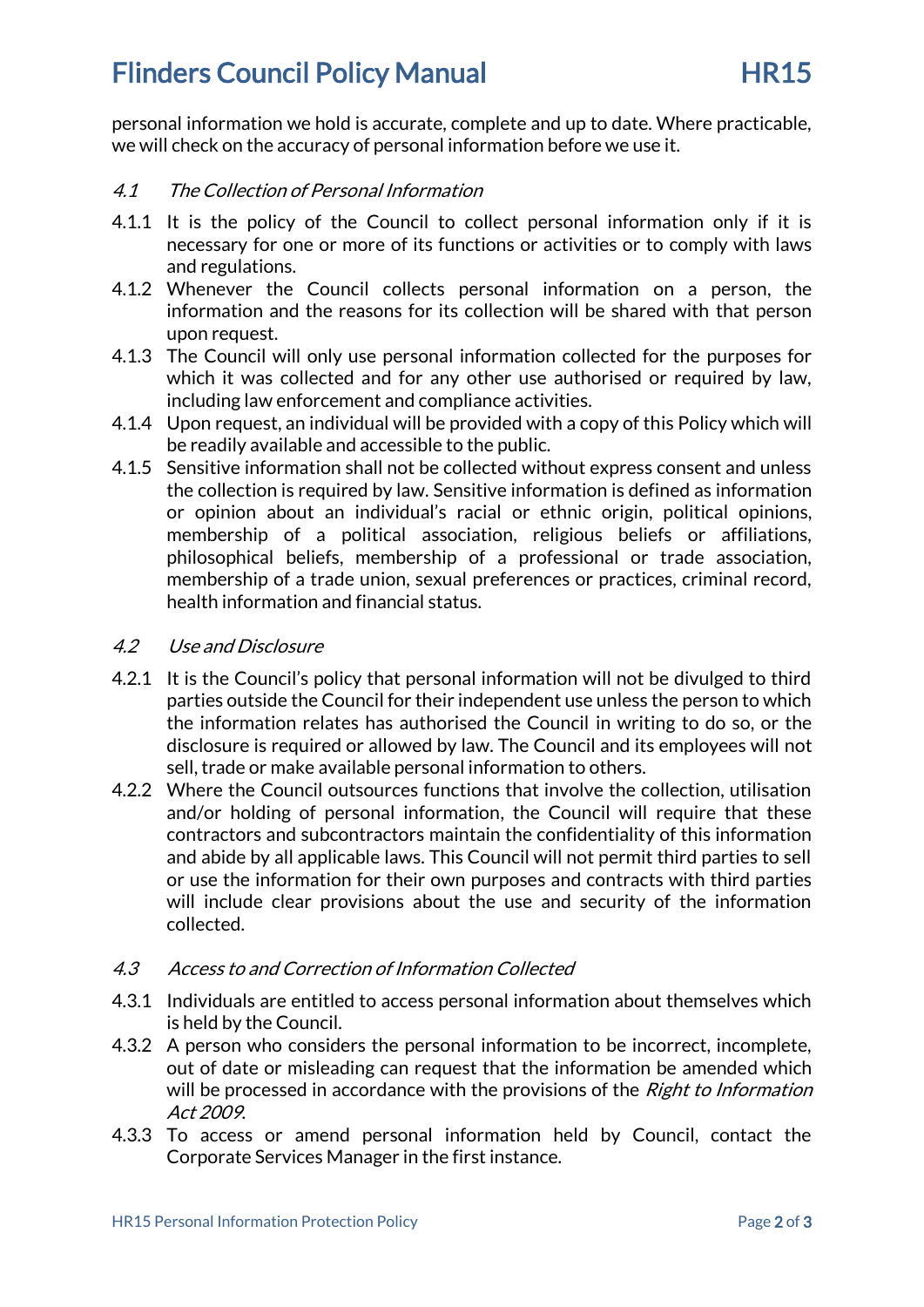personal information we hold is accurate, complete and up to date. Where practicable, we will check on the accuracy of personal information before we use it.

### *4.1 The Collection of Personal Information*

4.1.1 It is the policy of the Council to collect personal information only if it is necessary for one or more of its functions or activities or to comply with laws and regulations.

4.1.2 Whenever the Council collects personal information on a person, the information and the reasons for its collection will be shared with that person upon request.

4.1.3 The Council will only use personal information collected for the purposes for which it was collected and for any other use authorised or required by law, including law enforcement and compliance activities.

4.1.4 Upon request, an individual will be provided with a copy of this Policy which will be readily available and accessible to the public.

4.1.5 Sensitive information shall not be collected without express consent and unless the collection is required by law. Sensitive information is defined as information or opinion about an individual's racial or ethnic origin, political opinions, membership of a political association, religious beliefs or affiliations, philosophical beliefs, membership of a professional or trade association, membership of a trade union, sexual preferences or practices, criminal record, health information and financial status.

### *4.2 Use and Disclosure*

4.2.1 It is the Council's policy that personal information will not be divulged to third parties outside the Council for their independent use unless the person to which the information relates has authorised the Council in writing to do so, or the disclosure is required or allowed by law. The Council and its employees will not sell, trade or make available personal information to others.

4.2.2 Where the Council outsources functions that involve the collection, utilisation and/or holding of personal information, the Council will require that these contractors and subcontractors maintain the confidentiality of this information and abide by all applicable laws. This Council will not permit third parties to sell or use the information for their own purposes and contracts with third parties will include clear provisions about the use and security of the information collected.

### *4.3 Access to and Correction of Information Collected*

4.3.1 Individuals are entitled to access personal information about themselves which is held by the Council.

4.3.2 A person who considers the personal information to be incorrect, incomplete, out of date or misleading can request that the information be amended which will be processed in accordance with the provisions of the *Right to Information Act 2009*.

4.3.3 To access or amend personal information held by Council, contact the Corporate Services Manager in the first instance.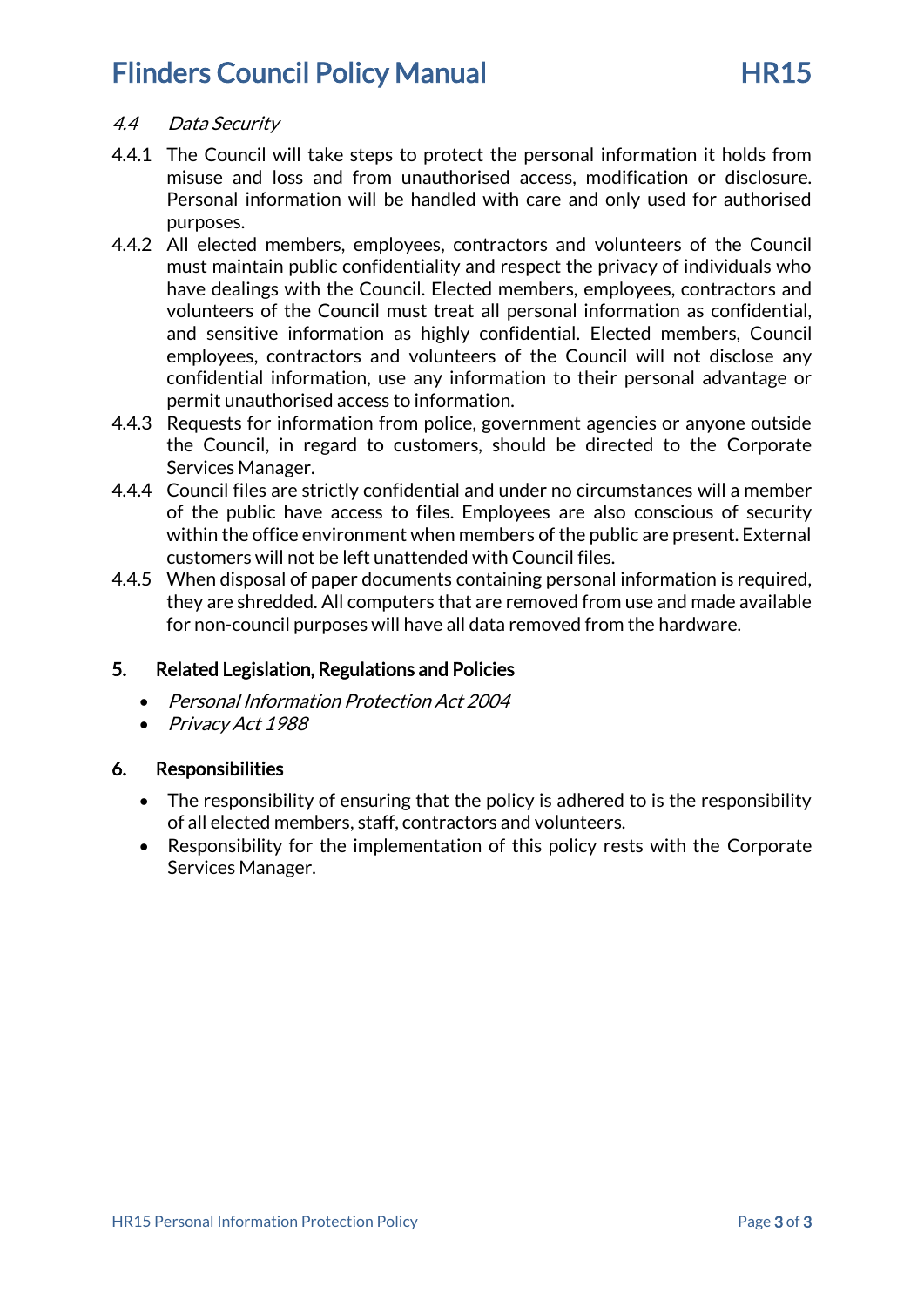*4.4 Data Security*

4.4.1 The Council will take steps to protect the personal information it holds from misuse and loss and from unauthorised access, modification or disclosure. Personal information will be handled with care and only used for authorised purposes.

4.4.2 All elected members, employees, contractors and volunteers of the Council must maintain public confidentiality and respect the privacy of individuals who have dealings with the Council. Elected members, employees, contractors and volunteers of the Council must treat all personal information as confidential, and sensitive information as highly confidential. Elected members, Council employees, contractors and volunteers of the Council will not disclose any confidential information, use any information to their personal advantage or permit unauthorised access to information.

4.4.3 Requests for information from police, government agencies or anyone outside the Council, in regard to customers, should be directed to the Corporate Services Manager.

4.4.4 Council files are strictly confidential and under no circumstances will a member of the public have access to files. Employees are also conscious of security within the office environment when members of the public are present. External customers will not be left unattended with Council files.

4.4.5 When disposal of paper documents containing personal information is required, they are shredded. All computers that are removed from use and made available for non-council purposes will have all data removed from the hardware.

## 5. Related Legislation, Regulations and Policies

- *Personal Information Protection Act 2004*
- *Privacy Act 1988*

## 6. Responsibilities

- The responsibility of ensuring that the policy is adhered to is the responsibility of all elected members, staff, contractors and volunteers.
- Responsibility for the implementation of this policy rests with the Corporate Services Manager.